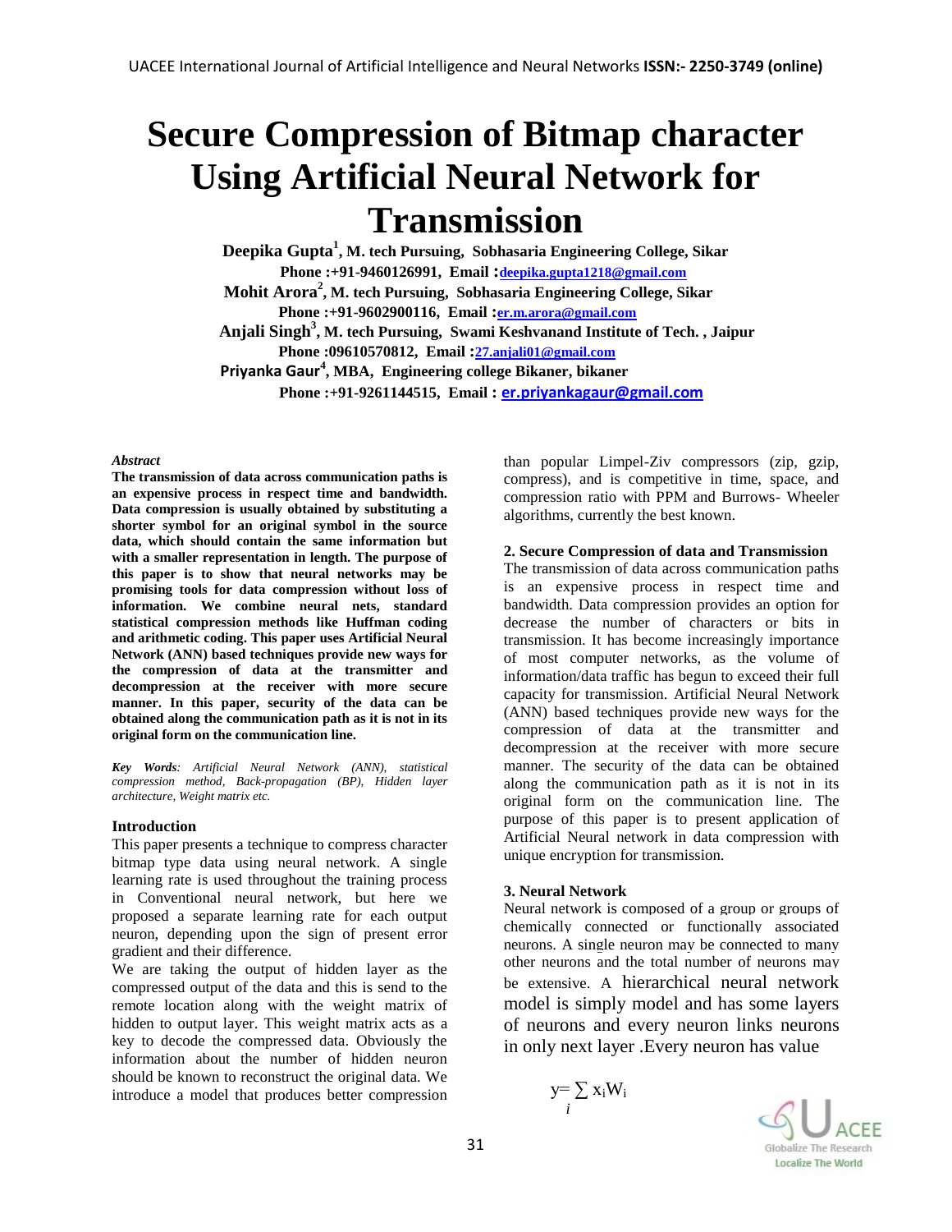# Secure Compression of Bitmap character Using Artificial Neural Network for Transmission

**Deepika Gupta[1], M. tech Pursuing, Sobhasaria Engineering College, Sikar**
**Phone :+91-9460126991, Email :deepika.gupta1218@gmail.com**
**Mohit Arora[2], M. tech Pursuing, Sobhasaria Engineering College, Sikar**
**Phone :+91-9602900116, Email :er.m.arora@gmail.com**
**Anjali Singh[3], M. tech Pursuing, Swami Keshvanand Institute of Tech. , Jaipur**
**Phone :09610570812, Email :27.anjali01@gmail.com**
**Priyanka Gaur[4], MBA, Engineering college Bikaner, bikaner**
**Phone :+91-9261144515, Email : er.priyankagaur@gmail.com**

*Abstract*

**The transmission of data across communication paths is an expensive process in respect time and bandwidth. Data compression is usually obtained by substituting a shorter symbol for an original symbol in the source data, which should contain the same information but with a smaller representation in length. The purpose of this paper is to show that neural networks may be promising tools for data compression without loss of information. We combine neural nets, standard statistical compression methods like Huffman coding and arithmetic coding. This paper uses Artificial Neural Network (ANN) based techniques provide new ways for the compression of data at the transmitter and decompression at the receiver with more secure manner. In this paper, security of the data can be obtained along the communication path as it is not in its original form on the communication line.**

***Key Words**: Artificial Neural Network (ANN), statistical compression method, Back-propagation (BP), Hidden layer architecture, Weight matrix etc.*

### Introduction

This paper presents a technique to compress character bitmap type data using neural network. A single learning rate is used throughout the training process in Conventional neural network, but here we proposed a separate learning rate for each output neuron, depending upon the sign of present error gradient and their difference.

We are taking the output of hidden layer as the compressed output of the data and this is send to the remote location along with the weight matrix of hidden to output layer. This weight matrix acts as a key to decode the compressed data. Obviously the information about the number of hidden neuron should be known to reconstruct the original data. We introduce a model that produces better compression than popular Limpel-Ziv compressors (zip, gzip, compress), and is competitive in time, space, and compression ratio with PPM and Burrows- Wheeler algorithms, currently the best known.

### 2. Secure Compression of data and Transmission

The transmission of data across communication paths is an expensive process in respect time and bandwidth. Data compression provides an option for decrease the number of characters or bits in transmission. It has become increasingly importance of most computer networks, as the volume of information/data traffic has begun to exceed their full capacity for transmission. Artificial Neural Network (ANN) based techniques provide new ways for the compression of data at the transmitter and decompression at the receiver with more secure manner. The security of the data can be obtained along the communication path as it is not in its original form on the communication line. The purpose of this paper is to present application of Artificial Neural network in data compression with unique encryption for transmission.

### 3. Neural Network

Neural network is composed of a group or groups of chemically connected or functionally associated neurons. A single neuron may be connected to many other neurons and the total number of neurons may be extensive. A hierarchical neural network model is simply model and has some layers of neurons and every neuron links neurons in only next layer .Every neuron has value

$$y = \sum_i x_i W_i$$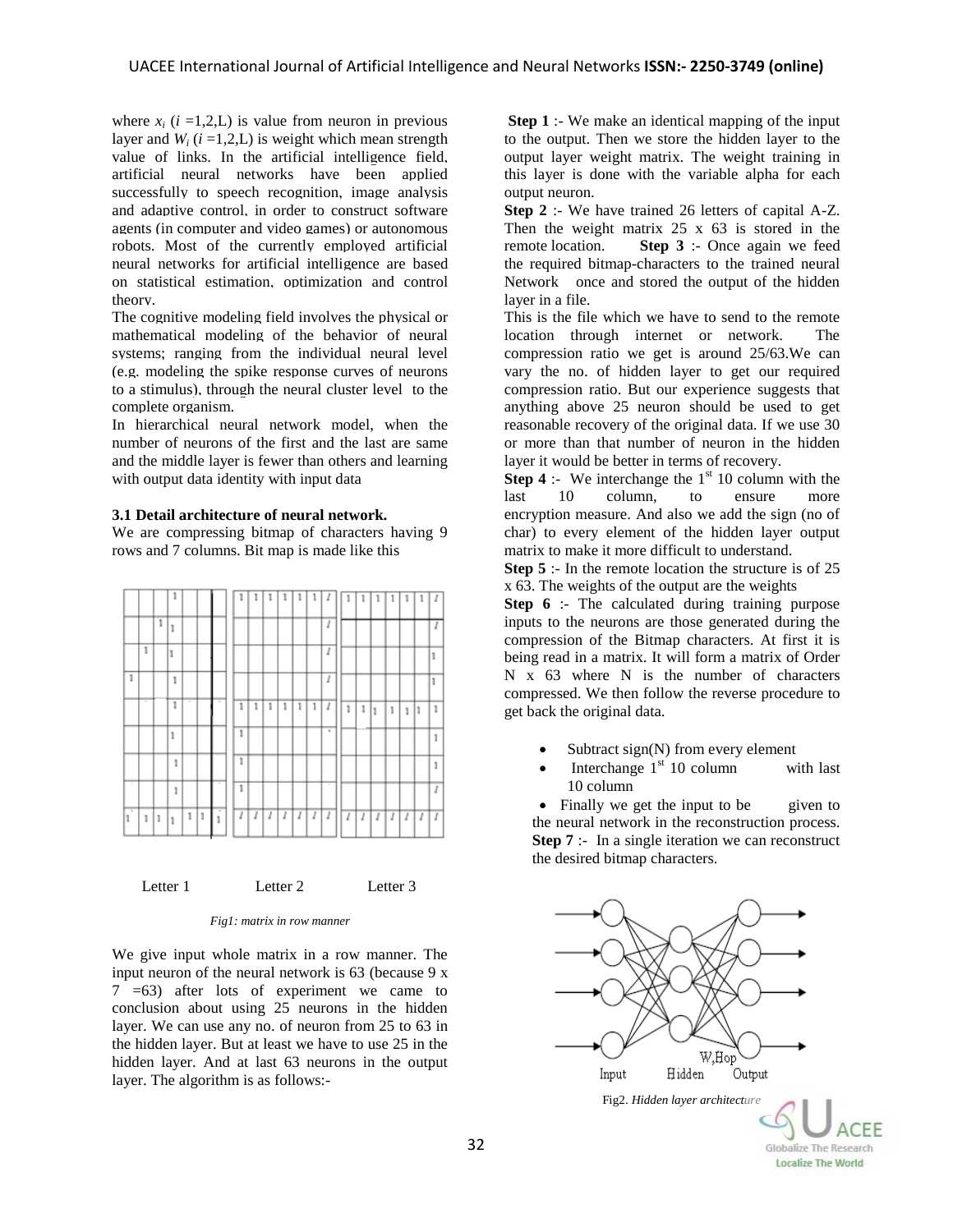where $x_i$ ($i$ =1,2,L) is value from neuron in previous layer and $W_i$ ($i$ =1,2,L) is weight which mean strength value of links. In the artificial intelligence field, artificial neural networks have been applied successfully to speech recognition, image analysis and adaptive control, in order to construct software agents (in computer and video games) or autonomous robots. Most of the currently employed artificial neural networks for artificial intelligence are based on statistical estimation, optimization and control theory.

The cognitive modeling field involves the physical or mathematical modeling of the behavior of neural systems; ranging from the individual neural level (e.g. modeling the spike response curves of neurons to a stimulus), through the neural cluster level to the complete organism.

In hierarchical neural network model, when the number of neurons of the first and the last are same and the middle layer is fewer than others and learning with output data identity with input data

### 3.1 Detail architecture of neural network.

We are compressing bitmap of characters having 9 rows and 7 columns. Bit map is made like this

Letter 1 Letter 2 Letter 3

*Fig1: matrix in row manner*

We give input whole matrix in a row manner. The input neuron of the neural network is 63 (because 9 x 7 =63) after lots of experiment we came to conclusion about using 25 neurons in the hidden layer. We can use any no. of neuron from 25 to 63 in the hidden layer. But at least we have to use 25 in the hidden layer. And at last 63 neurons in the output layer. The algorithm is as follows:-

**Step 1** :- We make an identical mapping of the input to the output. Then we store the hidden layer to the output layer weight matrix. The weight training in this layer is done with the variable alpha for each output neuron.

**Step 2** :- We have trained 26 letters of capital A-Z. Then the weight matrix 25 x 63 is stored in the remote location.

**Step 3** :- Once again we feed the required bitmap-characters to the trained neural Network once and stored the output of the hidden layer in a file.

This is the file which we have to send to the remote location through internet or network. The compression ratio we get is around 25/63.We can vary the no. of hidden layer to get our required compression ratio. But our experience suggests that anything above 25 neuron should be used to get reasonable recovery of the original data. If we use 30 or more than that number of neuron in the hidden layer it would be better in terms of recovery.

**Step 4** :- We interchange the 1st 10 column with the last 10 column, to ensure more encryption measure. And also we add the sign (no of char) to every element of the hidden layer output matrix to make it more difficult to understand.

**Step 5** :- In the remote location the structure is of 25 x 63. The weights of the output are the weights

**Step 6** :- The calculated during training purpose inputs to the neurons are those generated during the compression of the Bitmap characters. At first it is being read in a matrix. It will form a matrix of Order N x 63 where N is the number of characters compressed. We then follow the reverse procedure to get back the original data.

- Subtract sign(N) from every element
- Interchange 1st 10 column with last 10 column
- Finally we get the input to be given to the neural network in the reconstruction process.

**Step 7** :- In a single iteration we can reconstruct the desired bitmap characters.

Fig2. *Hidden layer architecture*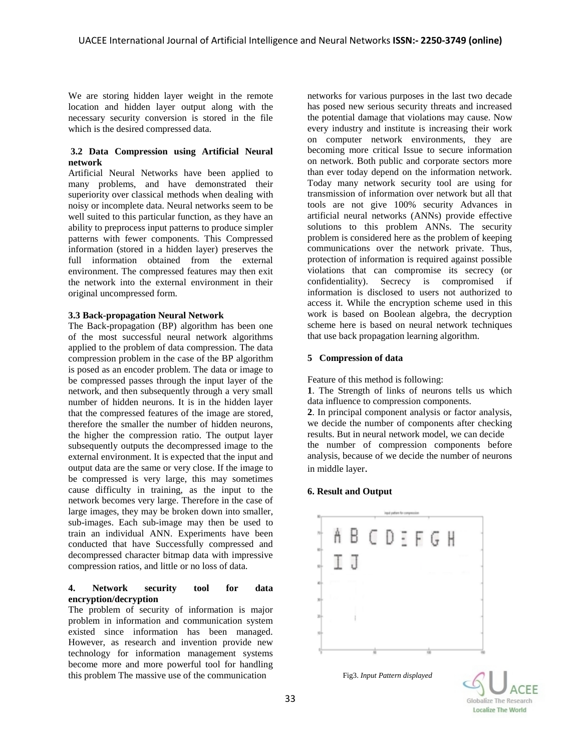We are storing hidden layer weight in the remote location and hidden layer output along with the necessary security conversion is stored in the file which is the desired compressed data.

### 3.2 Data Compression using Artificial Neural network

Artificial Neural Networks have been applied to many problems, and have demonstrated their superiority over classical methods when dealing with noisy or incomplete data. Neural networks seem to be well suited to this particular function, as they have an ability to preprocess input patterns to produce simpler patterns with fewer components. This Compressed information (stored in a hidden layer) preserves the full information obtained from the external environment. The compressed features may then exit the network into the external environment in their original uncompressed form.

### 3.3 Back-propagation Neural Network

The Back-propagation (BP) algorithm has been one of the most successful neural network algorithms applied to the problem of data compression. The data compression problem in the case of the BP algorithm is posed as an encoder problem. The data or image to be compressed passes through the input layer of the network, and then subsequently through a very small number of hidden neurons. It is in the hidden layer that the compressed features of the image are stored, therefore the smaller the number of hidden neurons, the higher the compression ratio. The output layer subsequently outputs the decompressed image to the external environment. It is expected that the input and output data are the same or very close. If the image to be compressed is very large, this may sometimes cause difficulty in training, as the input to the network becomes very large. Therefore in the case of large images, they may be broken down into smaller, sub-images. Each sub-image may then be used to train an individual ANN. Experiments have been conducted that have Successfully compressed and decompressed character bitmap data with impressive compression ratios, and little or no loss of data.

## 4. Network security tool for data encryption/decryption

The problem of security of information is major problem in information and communication system existed since information has been managed. However, as research and invention provide new technology for information management systems become more and more powerful tool for handling this problem The massive use of the communication networks for various purposes in the last two decade has posed new serious security threats and increased the potential damage that violations may cause. Now every industry and institute is increasing their work on computer network environments, they are becoming more critical Issue to secure information on network. Both public and corporate sectors more than ever today depend on the information network. Today many network security tool are using for transmission of information over network but all that tools are not give 100% security Advances in artificial neural networks (ANNs) provide effective solutions to this problem ANNs. The security problem is considered here as the problem of keeping communications over the network private. Thus, protection of information is required against possible violations that can compromise its secrecy (or confidentiality). Secrecy is compromised if information is disclosed to users not authorized to access it. While the encryption scheme used in this work is based on Boolean algebra, the decryption scheme here is based on neural network techniques that use back propagation learning algorithm.

## 5 Compression of data

Feature of this method is following:

**1**. The Strength of links of neurons tells us which data influence to compression components.

**2**. In principal component analysis or factor analysis, we decide the number of components after checking results. But in neural network model, we can decide the number of compression components before analysis, because of we decide the number of neurons in middle layer.

## 6. Result and Output

Fig3. *Input Pattern displayed*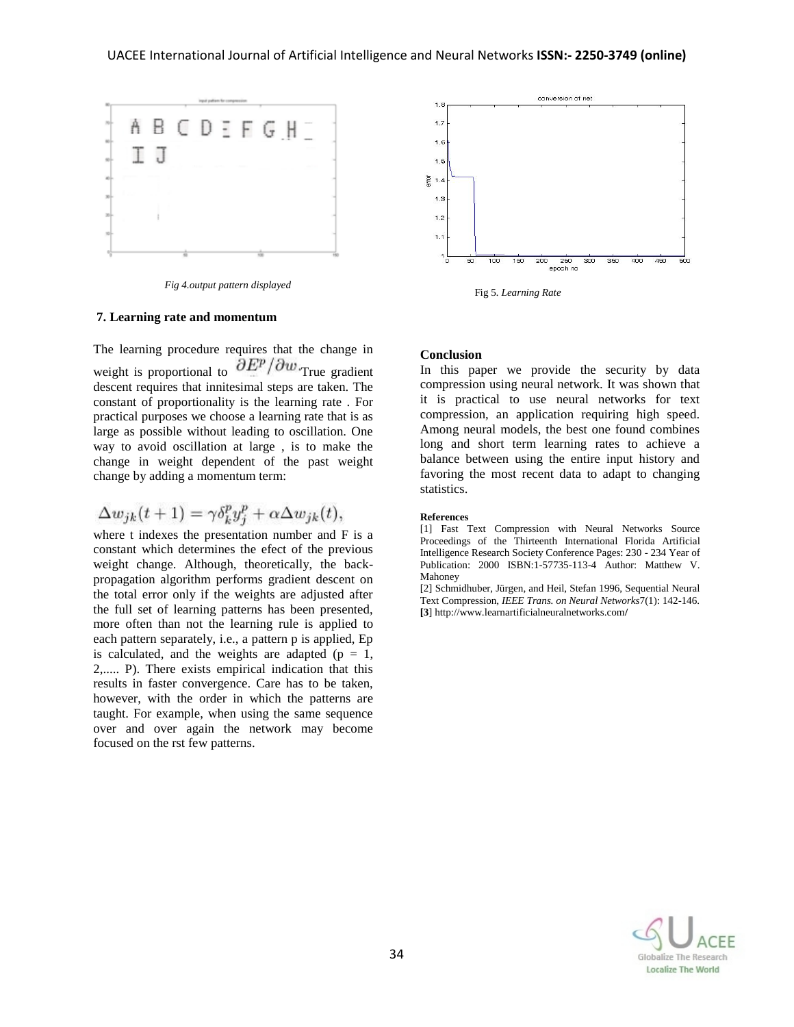Fig 4.*output pattern displayed*

conversion of net

1.8
1.7
1.6
1.5
1.4
1.3
1.2
1.1
1

error

0 50 100 150 200 250 300 350 400 450 500

epoch no

Fig 5. *Learning Rate*

### 7. Learning rate and momentum

The learning procedure requires that the change in weight is proportional to $\partial E^p / \partial w$. True gradient descent requires that innitesimal steps are taken. The constant of proportionality is the learning rate . For practical purposes we choose a learning rate that is as large as possible without leading to oscillation. One way to avoid oscillation at large , is to make the change in weight dependent of the past weight change by adding a momentum term:

$$\Delta w_{jk}(t+1) = \gamma \delta_k^p y_j^p + \alpha \Delta w_{jk}(t),$$

where t indexes the presentation number and F is a constant which determines the efect of the previous weight change. Although, theoretically, the back-propagation algorithm performs gradient descent on the total error only if the weights are adjusted after the full set of learning patterns has been presented, more often than not the learning rule is applied to each pattern separately, i.e., a pattern p is applied, Ep is calculated, and the weights are adapted (p = 1, 2,..... P). There exists empirical indication that this results in faster convergence. Care has to be taken, however, with the order in which the patterns are taught. For example, when using the same sequence over and over again the network may become focused on the rst few patterns.

### Conclusion

In this paper we provide the security by data compression using neural network. It was shown that it is practical to use neural networks for text compression, an application requiring high speed. Among neural models, the best one found combines long and short term learning rates to achieve a balance between using the entire input history and favoring the most recent data to adapt to changing statistics.

#### References

[1] Fast Text Compression with Neural Networks Source Proceedings of the Thirteenth International Florida Artificial Intelligence Research Society Conference Pages: 230 - 234 Year of Publication: 2000 ISBN:1-57735-113-4 Author: Matthew V. Mahoney

[2] Schmidhuber, Jürgen, and Heil, Stefan 1996, Sequential Neural Text Compression, *IEEE Trans. on Neural Networks*7(1): 142-146.

**[3]** http://www.learnartificialneuralnetworks.com/